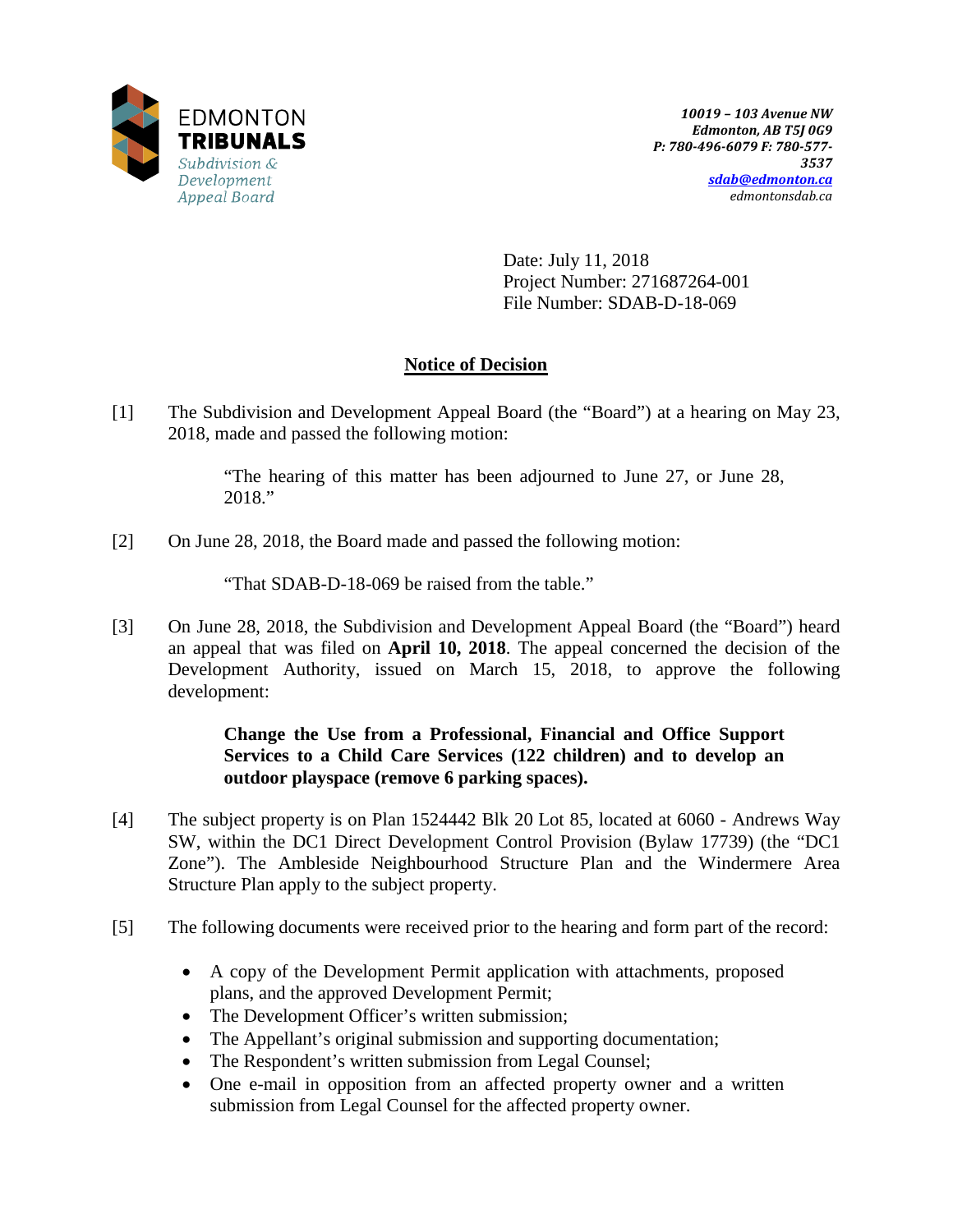EDMONTON
**TRIBUNALS**
*Subdivision & Development Appeal Board*

***10019 – 103 Avenue NW***
***Edmonton, AB T5J 0G9***
***P: 780-496-6079 F: 780-577-3537***
***sdab@edmonton.ca***
*edmontonsdab.ca*

Date: July 11, 2018
Project Number: 271687264-001
File Number: SDAB-D-18-069

## Notice of Decision

[1] The Subdivision and Development Appeal Board (the "Board") at a hearing on May 23, 2018, made and passed the following motion:

> "The hearing of this matter has been adjourned to June 27, or June 28, 2018."

[2] On June 28, 2018, the Board made and passed the following motion:

> "That SDAB-D-18-069 be raised from the table."

[3] On June 28, 2018, the Subdivision and Development Appeal Board (the "Board") heard an appeal that was filed on **April 10, 2018**. The appeal concerned the decision of the Development Authority, issued on March 15, 2018, to approve the following development:

> **Change the Use from a Professional, Financial and Office Support Services to a Child Care Services (122 children) and to develop an outdoor playspace (remove 6 parking spaces).**

[4] The subject property is on Plan 1524442 Blk 20 Lot 85, located at 6060 - Andrews Way SW, within the DC1 Direct Development Control Provision (Bylaw 17739) (the "DC1 Zone"). The Ambleside Neighbourhood Structure Plan and the Windermere Area Structure Plan apply to the subject property.

[5] The following documents were received prior to the hearing and form part of the record:

- A copy of the Development Permit application with attachments, proposed plans, and the approved Development Permit;
- The Development Officer's written submission;
- The Appellant's original submission and supporting documentation;
- The Respondent's written submission from Legal Counsel;
- One e-mail in opposition from an affected property owner and a written submission from Legal Counsel for the affected property owner.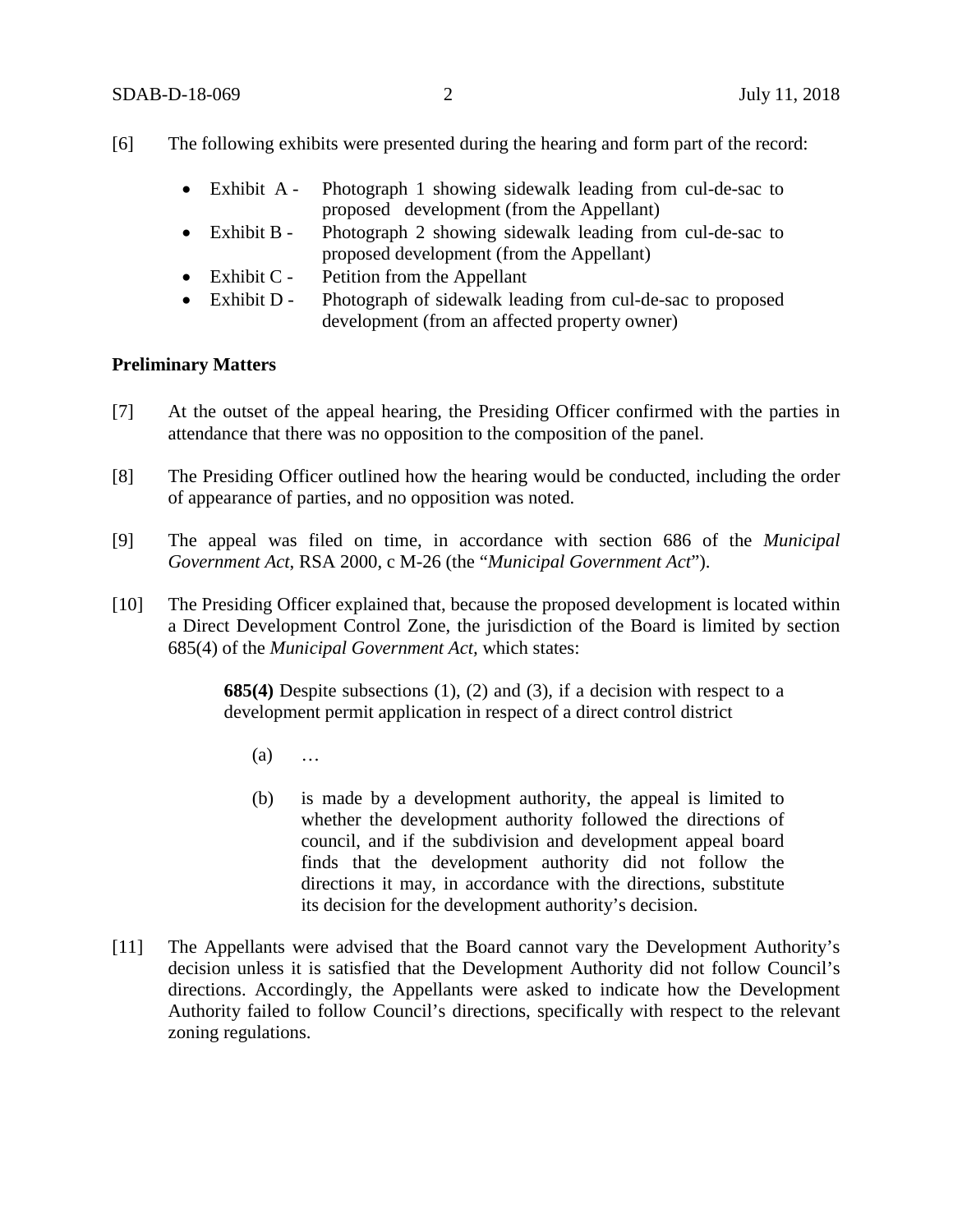[6] The following exhibits were presented during the hearing and form part of the record:

- Exhibit A - Photograph 1 showing sidewalk leading from cul-de-sac to proposed development (from the Appellant)
- Exhibit B - Photograph 2 showing sidewalk leading from cul-de-sac to proposed development (from the Appellant)
- Exhibit C - Petition from the Appellant
- Exhibit D - Photograph of sidewalk leading from cul-de-sac to proposed development (from an affected property owner)

**Preliminary Matters**

[7] At the outset of the appeal hearing, the Presiding Officer confirmed with the parties in attendance that there was no opposition to the composition of the panel.

[8] The Presiding Officer outlined how the hearing would be conducted, including the order of appearance of parties, and no opposition was noted.

[9] The appeal was filed on time, in accordance with section 686 of the *Municipal Government Act*, RSA 2000, c M-26 (the "*Municipal Government Act*").

[10] The Presiding Officer explained that, because the proposed development is located within a Direct Development Control Zone, the jurisdiction of the Board is limited by section 685(4) of the *Municipal Government Act*, which states:

> **685(4)** Despite subsections (1), (2) and (3), if a decision with respect to a development permit application in respect of a direct control district
>
> (a) …
>
> (b) is made by a development authority, the appeal is limited to whether the development authority followed the directions of council, and if the subdivision and development appeal board finds that the development authority did not follow the directions it may, in accordance with the directions, substitute its decision for the development authority's decision.

[11] The Appellants were advised that the Board cannot vary the Development Authority's decision unless it is satisfied that the Development Authority did not follow Council's directions. Accordingly, the Appellants were asked to indicate how the Development Authority failed to follow Council's directions, specifically with respect to the relevant zoning regulations.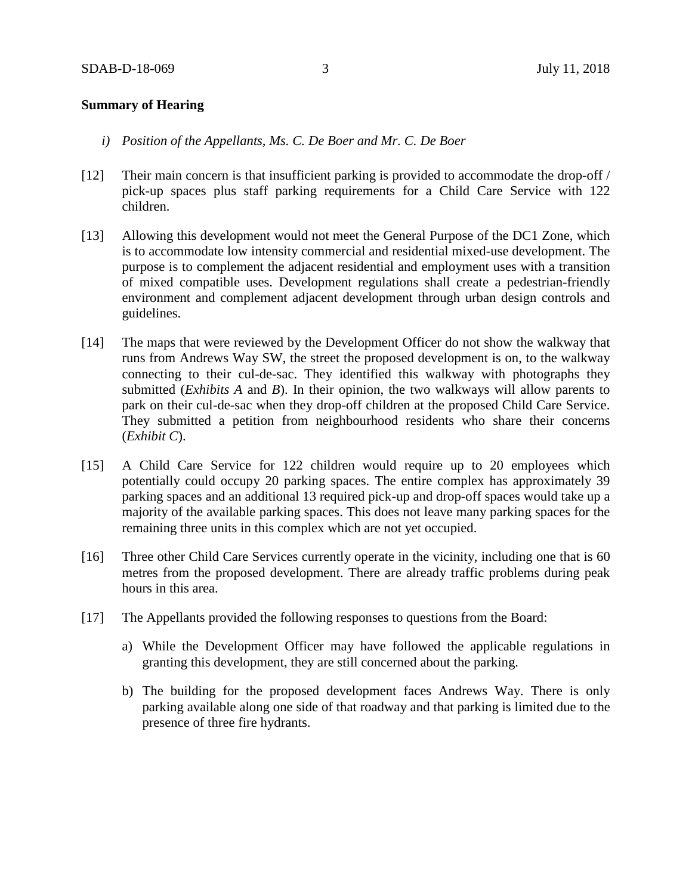**Summary of Hearing**

*i) Position of the Appellants, Ms. C. De Boer and Mr. C. De Boer*

[12] Their main concern is that insufficient parking is provided to accommodate the drop-off / pick-up spaces plus staff parking requirements for a Child Care Service with 122 children.

[13] Allowing this development would not meet the General Purpose of the DC1 Zone, which is to accommodate low intensity commercial and residential mixed-use development. The purpose is to complement the adjacent residential and employment uses with a transition of mixed compatible uses. Development regulations shall create a pedestrian-friendly environment and complement adjacent development through urban design controls and guidelines.

[14] The maps that were reviewed by the Development Officer do not show the walkway that runs from Andrews Way SW, the street the proposed development is on, to the walkway connecting to their cul-de-sac. They identified this walkway with photographs they submitted (*Exhibits A* and *B*). In their opinion, the two walkways will allow parents to park on their cul-de-sac when they drop-off children at the proposed Child Care Service. They submitted a petition from neighbourhood residents who share their concerns (*Exhibit C*).

[15] A Child Care Service for 122 children would require up to 20 employees which potentially could occupy 20 parking spaces. The entire complex has approximately 39 parking spaces and an additional 13 required pick-up and drop-off spaces would take up a majority of the available parking spaces. This does not leave many parking spaces for the remaining three units in this complex which are not yet occupied.

[16] Three other Child Care Services currently operate in the vicinity, including one that is 60 metres from the proposed development. There are already traffic problems during peak hours in this area.

[17] The Appellants provided the following responses to questions from the Board:

a) While the Development Officer may have followed the applicable regulations in granting this development, they are still concerned about the parking.

b) The building for the proposed development faces Andrews Way. There is only parking available along one side of that roadway and that parking is limited due to the presence of three fire hydrants.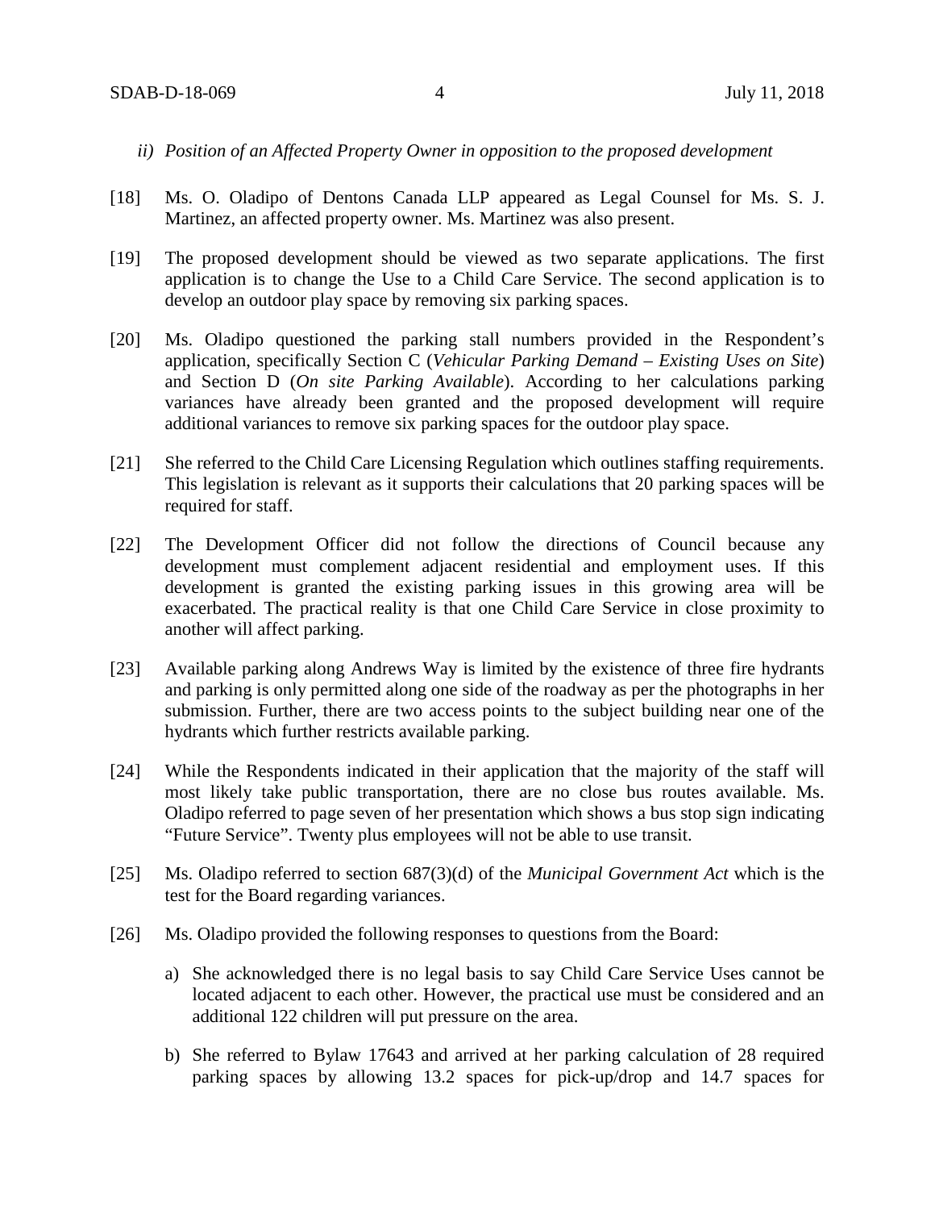*ii) Position of an Affected Property Owner in opposition to the proposed development*

[18] Ms. O. Oladipo of Dentons Canada LLP appeared as Legal Counsel for Ms. S. J. Martinez, an affected property owner. Ms. Martinez was also present.

[19] The proposed development should be viewed as two separate applications. The first application is to change the Use to a Child Care Service. The second application is to develop an outdoor play space by removing six parking spaces.

[20] Ms. Oladipo questioned the parking stall numbers provided in the Respondent's application, specifically Section C (*Vehicular Parking Demand – Existing Uses on Site*) and Section D (*On site Parking Available*). According to her calculations parking variances have already been granted and the proposed development will require additional variances to remove six parking spaces for the outdoor play space.

[21] She referred to the Child Care Licensing Regulation which outlines staffing requirements. This legislation is relevant as it supports their calculations that 20 parking spaces will be required for staff.

[22] The Development Officer did not follow the directions of Council because any development must complement adjacent residential and employment uses. If this development is granted the existing parking issues in this growing area will be exacerbated. The practical reality is that one Child Care Service in close proximity to another will affect parking.

[23] Available parking along Andrews Way is limited by the existence of three fire hydrants and parking is only permitted along one side of the roadway as per the photographs in her submission. Further, there are two access points to the subject building near one of the hydrants which further restricts available parking.

[24] While the Respondents indicated in their application that the majority of the staff will most likely take public transportation, there are no close bus routes available. Ms. Oladipo referred to page seven of her presentation which shows a bus stop sign indicating "Future Service". Twenty plus employees will not be able to use transit.

[25] Ms. Oladipo referred to section 687(3)(d) of the *Municipal Government Act* which is the test for the Board regarding variances.

[26] Ms. Oladipo provided the following responses to questions from the Board:

a) She acknowledged there is no legal basis to say Child Care Service Uses cannot be located adjacent to each other. However, the practical use must be considered and an additional 122 children will put pressure on the area.

b) She referred to Bylaw 17643 and arrived at her parking calculation of 28 required parking spaces by allowing 13.2 spaces for pick-up/drop and 14.7 spaces for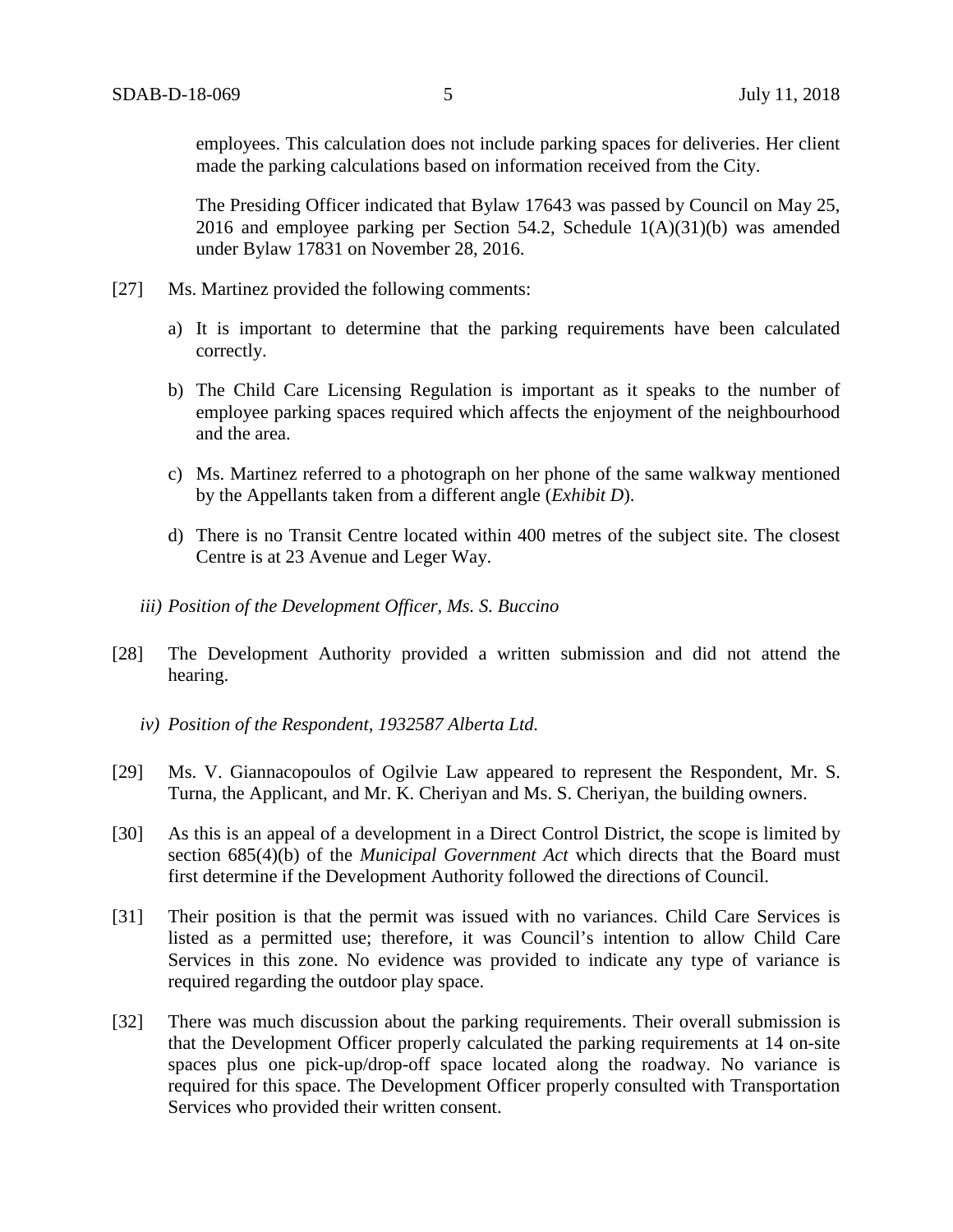employees. This calculation does not include parking spaces for deliveries. Her client made the parking calculations based on information received from the City.

The Presiding Officer indicated that Bylaw 17643 was passed by Council on May 25, 2016 and employee parking per Section 54.2, Schedule 1(A)(31)(b) was amended under Bylaw 17831 on November 28, 2016.

[27] Ms. Martinez provided the following comments:

a) It is important to determine that the parking requirements have been calculated correctly.

b) The Child Care Licensing Regulation is important as it speaks to the number of employee parking spaces required which affects the enjoyment of the neighbourhood and the area.

c) Ms. Martinez referred to a photograph on her phone of the same walkway mentioned by the Appellants taken from a different angle (*Exhibit D*).

d) There is no Transit Centre located within 400 metres of the subject site. The closest Centre is at 23 Avenue and Leger Way.

*iii) Position of the Development Officer, Ms. S. Buccino*

[28] The Development Authority provided a written submission and did not attend the hearing.

*iv) Position of the Respondent, 1932587 Alberta Ltd.*

[29] Ms. V. Giannacopoulos of Ogilvie Law appeared to represent the Respondent, Mr. S. Turna, the Applicant, and Mr. K. Cheriyan and Ms. S. Cheriyan, the building owners.

[30] As this is an appeal of a development in a Direct Control District, the scope is limited by section 685(4)(b) of the *Municipal Government Act* which directs that the Board must first determine if the Development Authority followed the directions of Council.

[31] Their position is that the permit was issued with no variances. Child Care Services is listed as a permitted use; therefore, it was Council's intention to allow Child Care Services in this zone. No evidence was provided to indicate any type of variance is required regarding the outdoor play space.

[32] There was much discussion about the parking requirements. Their overall submission is that the Development Officer properly calculated the parking requirements at 14 on-site spaces plus one pick-up/drop-off space located along the roadway. No variance is required for this space. The Development Officer properly consulted with Transportation Services who provided their written consent.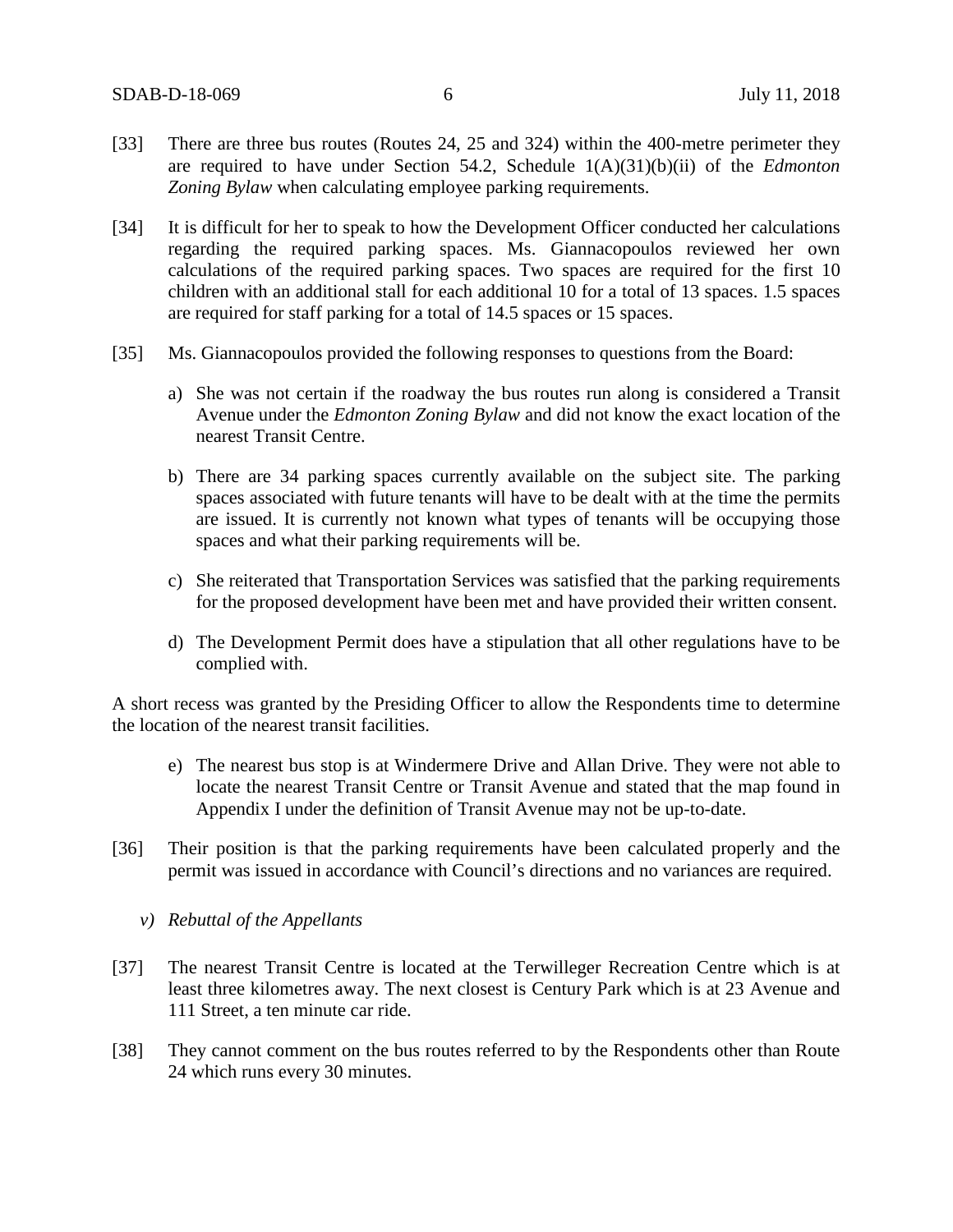[33] There are three bus routes (Routes 24, 25 and 324) within the 400-metre perimeter they are required to have under Section 54.2, Schedule 1(A)(31)(b)(ii) of the *Edmonton Zoning Bylaw* when calculating employee parking requirements.

[34] It is difficult for her to speak to how the Development Officer conducted her calculations regarding the required parking spaces. Ms. Giannacopoulos reviewed her own calculations of the required parking spaces. Two spaces are required for the first 10 children with an additional stall for each additional 10 for a total of 13 spaces. 1.5 spaces are required for staff parking for a total of 14.5 spaces or 15 spaces.

[35] Ms. Giannacopoulos provided the following responses to questions from the Board:

a) She was not certain if the roadway the bus routes run along is considered a Transit Avenue under the *Edmonton Zoning Bylaw* and did not know the exact location of the nearest Transit Centre.

b) There are 34 parking spaces currently available on the subject site. The parking spaces associated with future tenants will have to be dealt with at the time the permits are issued. It is currently not known what types of tenants will be occupying those spaces and what their parking requirements will be.

c) She reiterated that Transportation Services was satisfied that the parking requirements for the proposed development have been met and have provided their written consent.

d) The Development Permit does have a stipulation that all other regulations have to be complied with.

A short recess was granted by the Presiding Officer to allow the Respondents time to determine the location of the nearest transit facilities.

e) The nearest bus stop is at Windermere Drive and Allan Drive. They were not able to locate the nearest Transit Centre or Transit Avenue and stated that the map found in Appendix I under the definition of Transit Avenue may not be up-to-date.

[36] Their position is that the parking requirements have been calculated properly and the permit was issued in accordance with Council's directions and no variances are required.

*v) Rebuttal of the Appellants*

[37] The nearest Transit Centre is located at the Terwilleger Recreation Centre which is at least three kilometres away. The next closest is Century Park which is at 23 Avenue and 111 Street, a ten minute car ride.

[38] They cannot comment on the bus routes referred to by the Respondents other than Route 24 which runs every 30 minutes.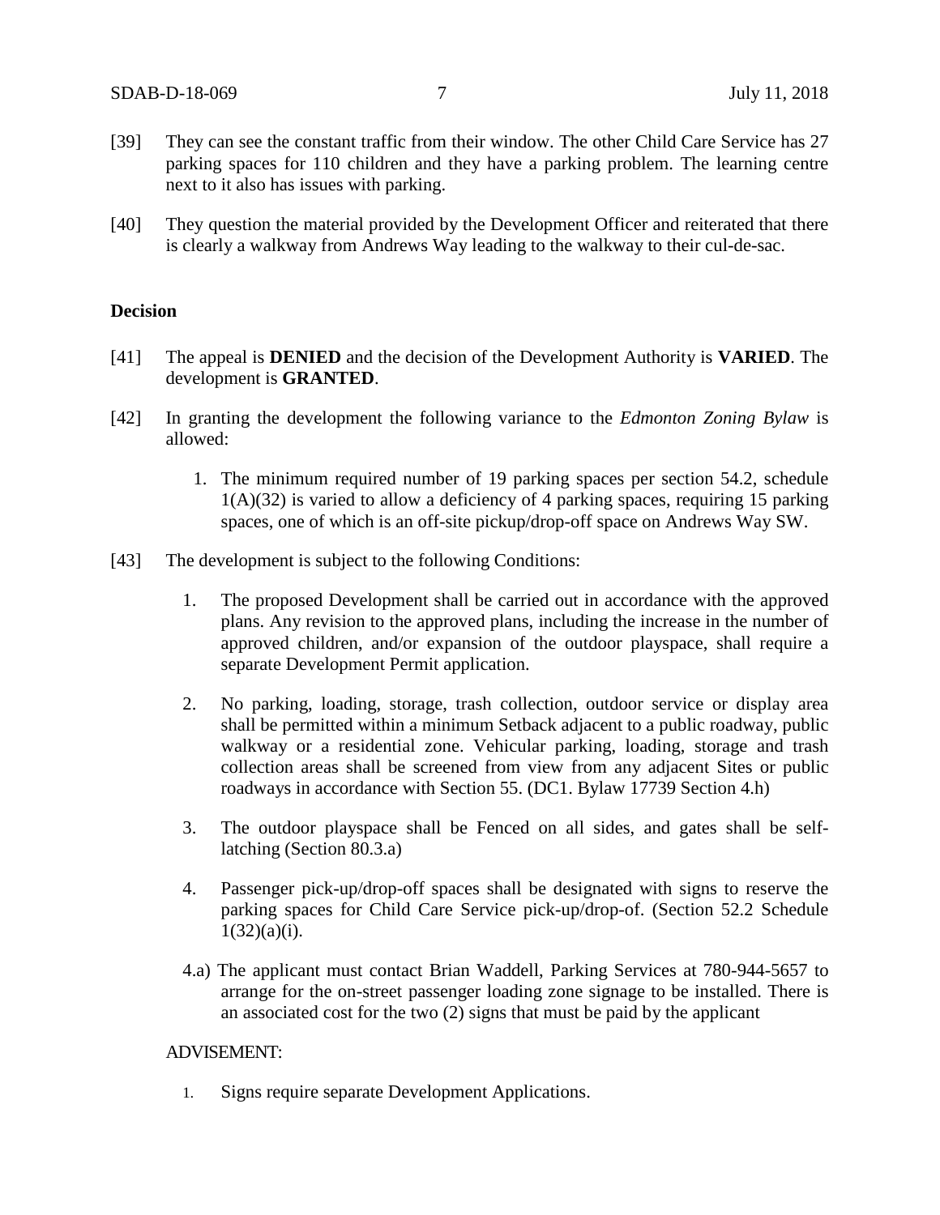[39] They can see the constant traffic from their window. The other Child Care Service has 27 parking spaces for 110 children and they have a parking problem. The learning centre next to it also has issues with parking.

[40] They question the material provided by the Development Officer and reiterated that there is clearly a walkway from Andrews Way leading to the walkway to their cul-de-sac.

## Decision

[41] The appeal is **DENIED** and the decision of the Development Authority is **VARIED**. The development is **GRANTED**.

[42] In granting the development the following variance to the *Edmonton Zoning Bylaw* is allowed:

1. The minimum required number of 19 parking spaces per section 54.2, schedule 1(A)(32) is varied to allow a deficiency of 4 parking spaces, requiring 15 parking spaces, one of which is an off-site pickup/drop-off space on Andrews Way SW.

[43] The development is subject to the following Conditions:

1. The proposed Development shall be carried out in accordance with the approved plans. Any revision to the approved plans, including the increase in the number of approved children, and/or expansion of the outdoor playspace, shall require a separate Development Permit application.

2. No parking, loading, storage, trash collection, outdoor service or display area shall be permitted within a minimum Setback adjacent to a public roadway, public walkway or a residential zone. Vehicular parking, loading, storage and trash collection areas shall be screened from view from any adjacent Sites or public roadways in accordance with Section 55. (DC1. Bylaw 17739 Section 4.h)

3. The outdoor playspace shall be Fenced on all sides, and gates shall be self-latching (Section 80.3.a)

4. Passenger pick-up/drop-off spaces shall be designated with signs to reserve the parking spaces for Child Care Service pick-up/drop-of. (Section 52.2 Schedule 1(32)(a)(i).

4.a) The applicant must contact Brian Waddell, Parking Services at 780-944-5657 to arrange for the on-street passenger loading zone signage to be installed. There is an associated cost for the two (2) signs that must be paid by the applicant

ADVISEMENT:

1. Signs require separate Development Applications.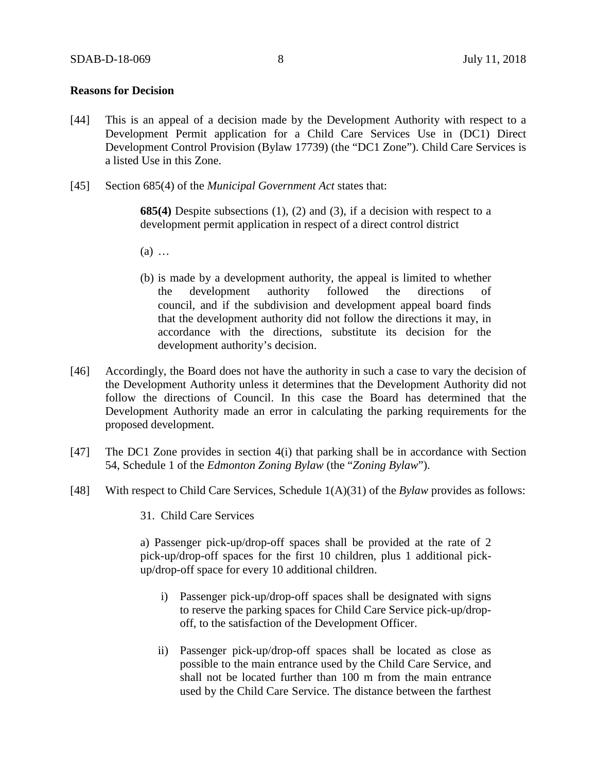**Reasons for Decision**

[44] This is an appeal of a decision made by the Development Authority with respect to a Development Permit application for a Child Care Services Use in (DC1) Direct Development Control Provision (Bylaw 17739) (the "DC1 Zone"). Child Care Services is a listed Use in this Zone.

[45] Section 685(4) of the *Municipal Government Act* states that:

> **685(4)** Despite subsections (1), (2) and (3), if a decision with respect to a development permit application in respect of a direct control district
>
> (a) …
>
> (b) is made by a development authority, the appeal is limited to whether the development authority followed the directions of council, and if the subdivision and development appeal board finds that the development authority did not follow the directions it may, in accordance with the directions, substitute its decision for the development authority's decision.

[46] Accordingly, the Board does not have the authority in such a case to vary the decision of the Development Authority unless it determines that the Development Authority did not follow the directions of Council. In this case the Board has determined that the Development Authority made an error in calculating the parking requirements for the proposed development.

[47] The DC1 Zone provides in section 4(i) that parking shall be in accordance with Section 54, Schedule 1 of the *Edmonton Zoning Bylaw* (the "*Zoning Bylaw*").

[48] With respect to Child Care Services, Schedule 1(A)(31) of the *Bylaw* provides as follows:

> 31. Child Care Services
>
> a) Passenger pick-up/drop-off spaces shall be provided at the rate of 2 pick-up/drop-off spaces for the first 10 children, plus 1 additional pick-up/drop-off space for every 10 additional children.
>
> i) Passenger pick-up/drop-off spaces shall be designated with signs to reserve the parking spaces for Child Care Service pick-up/drop-off, to the satisfaction of the Development Officer.
>
> ii) Passenger pick-up/drop-off spaces shall be located as close as possible to the main entrance used by the Child Care Service, and shall not be located further than 100 m from the main entrance used by the Child Care Service. The distance between the farthest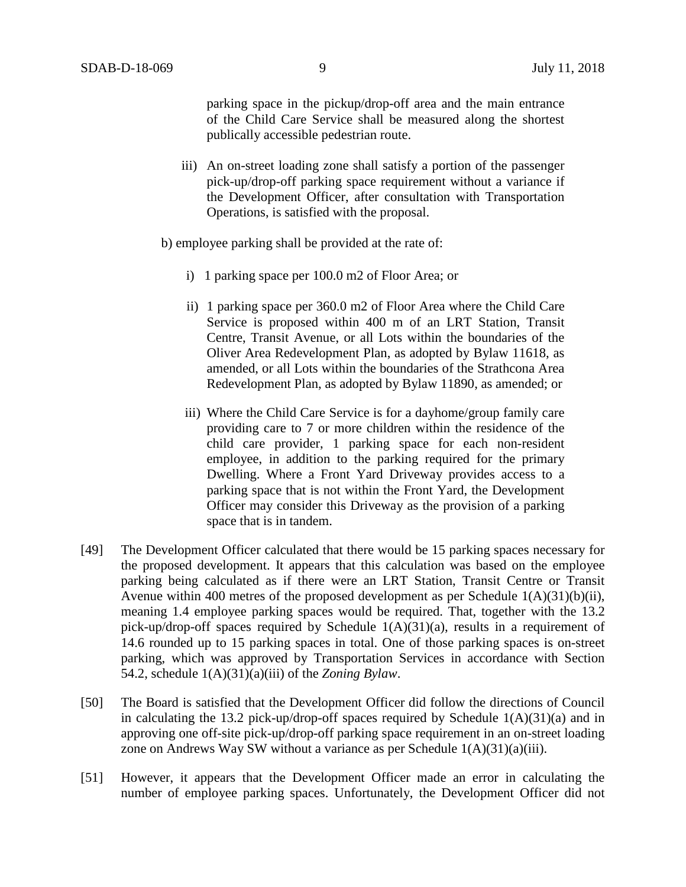parking space in the pickup/drop-off area and the main entrance of the Child Care Service shall be measured along the shortest publically accessible pedestrian route.

iii) An on-street loading zone shall satisfy a portion of the passenger pick-up/drop-off parking space requirement without a variance if the Development Officer, after consultation with Transportation Operations, is satisfied with the proposal.

b) employee parking shall be provided at the rate of:

i) 1 parking space per 100.0 m2 of Floor Area; or

ii) 1 parking space per 360.0 m2 of Floor Area where the Child Care Service is proposed within 400 m of an LRT Station, Transit Centre, Transit Avenue, or all Lots within the boundaries of the Oliver Area Redevelopment Plan, as adopted by Bylaw 11618, as amended, or all Lots within the boundaries of the Strathcona Area Redevelopment Plan, as adopted by Bylaw 11890, as amended; or

iii) Where the Child Care Service is for a dayhome/group family care providing care to 7 or more children within the residence of the child care provider, 1 parking space for each non-resident employee, in addition to the parking required for the primary Dwelling. Where a Front Yard Driveway provides access to a parking space that is not within the Front Yard, the Development Officer may consider this Driveway as the provision of a parking space that is in tandem.

[49] The Development Officer calculated that there would be 15 parking spaces necessary for the proposed development. It appears that this calculation was based on the employee parking being calculated as if there were an LRT Station, Transit Centre or Transit Avenue within 400 metres of the proposed development as per Schedule 1(A)(31)(b)(ii), meaning 1.4 employee parking spaces would be required. That, together with the 13.2 pick-up/drop-off spaces required by Schedule 1(A)(31)(a), results in a requirement of 14.6 rounded up to 15 parking spaces in total. One of those parking spaces is on-street parking, which was approved by Transportation Services in accordance with Section 54.2, schedule 1(A)(31)(a)(iii) of the *Zoning Bylaw*.

[50] The Board is satisfied that the Development Officer did follow the directions of Council in calculating the 13.2 pick-up/drop-off spaces required by Schedule 1(A)(31)(a) and in approving one off-site pick-up/drop-off parking space requirement in an on-street loading zone on Andrews Way SW without a variance as per Schedule 1(A)(31)(a)(iii).

[51] However, it appears that the Development Officer made an error in calculating the number of employee parking spaces. Unfortunately, the Development Officer did not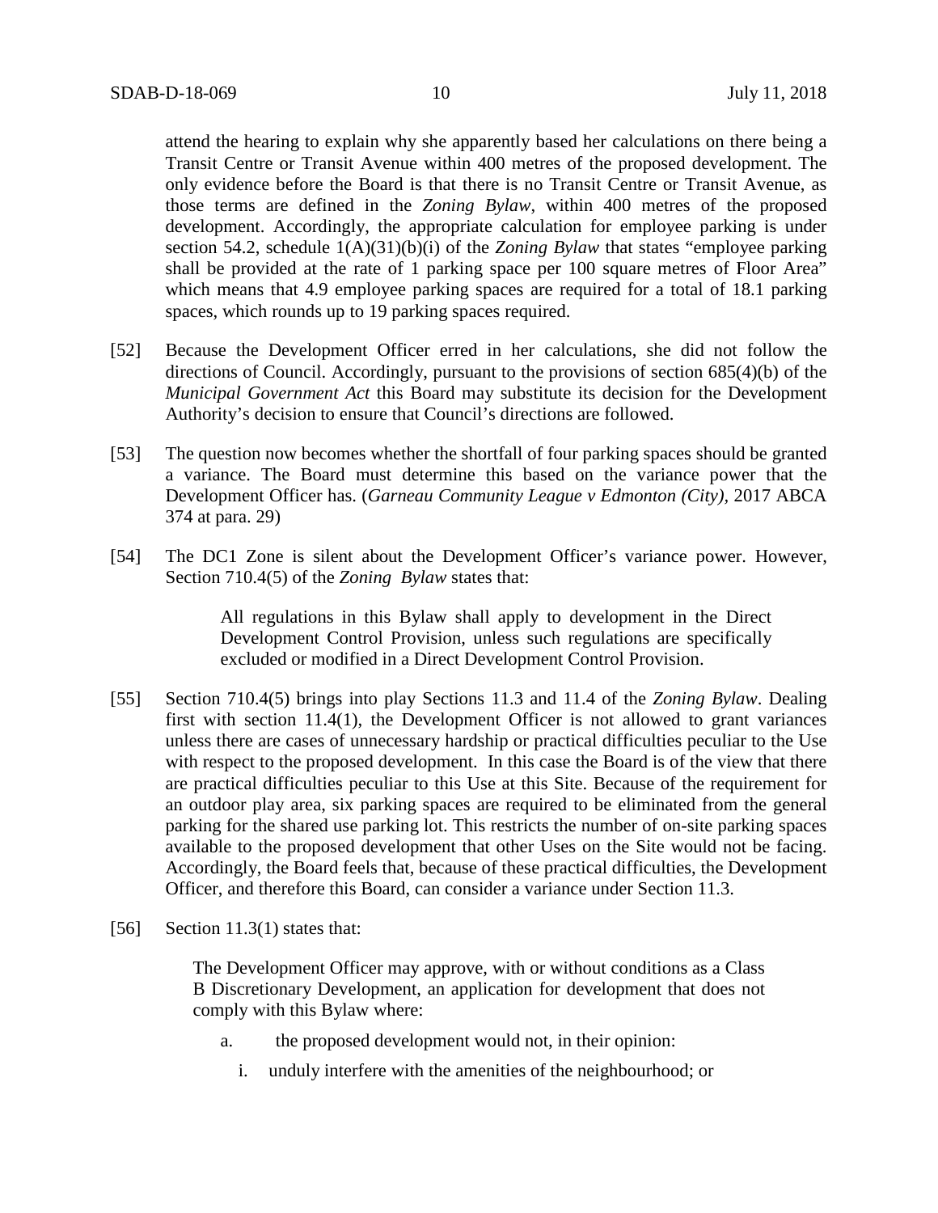attend the hearing to explain why she apparently based her calculations on there being a Transit Centre or Transit Avenue within 400 metres of the proposed development. The only evidence before the Board is that there is no Transit Centre or Transit Avenue, as those terms are defined in the *Zoning Bylaw*, within 400 metres of the proposed development. Accordingly, the appropriate calculation for employee parking is under section 54.2, schedule 1(A)(31)(b)(i) of the *Zoning Bylaw* that states "employee parking shall be provided at the rate of 1 parking space per 100 square metres of Floor Area" which means that 4.9 employee parking spaces are required for a total of 18.1 parking spaces, which rounds up to 19 parking spaces required.

[52] Because the Development Officer erred in her calculations, she did not follow the directions of Council. Accordingly, pursuant to the provisions of section 685(4)(b) of the *Municipal Government Act* this Board may substitute its decision for the Development Authority's decision to ensure that Council's directions are followed.

[53] The question now becomes whether the shortfall of four parking spaces should be granted a variance. The Board must determine this based on the variance power that the Development Officer has. (*Garneau Community League v Edmonton (City)*, 2017 ABCA 374 at para. 29)

[54] The DC1 Zone is silent about the Development Officer's variance power. However, Section 710.4(5) of the *Zoning Bylaw* states that:

> All regulations in this Bylaw shall apply to development in the Direct Development Control Provision, unless such regulations are specifically excluded or modified in a Direct Development Control Provision.

[55] Section 710.4(5) brings into play Sections 11.3 and 11.4 of the *Zoning Bylaw*. Dealing first with section 11.4(1), the Development Officer is not allowed to grant variances unless there are cases of unnecessary hardship or practical difficulties peculiar to the Use with respect to the proposed development. In this case the Board is of the view that there are practical difficulties peculiar to this Use at this Site. Because of the requirement for an outdoor play area, six parking spaces are required to be eliminated from the general parking for the shared use parking lot. This restricts the number of on-site parking spaces available to the proposed development that other Uses on the Site would not be facing. Accordingly, the Board feels that, because of these practical difficulties, the Development Officer, and therefore this Board, can consider a variance under Section 11.3.

[56] Section 11.3(1) states that:

> The Development Officer may approve, with or without conditions as a Class B Discretionary Development, an application for development that does not comply with this Bylaw where:
>
> a. the proposed development would not, in their opinion:
>
> i. unduly interfere with the amenities of the neighbourhood; or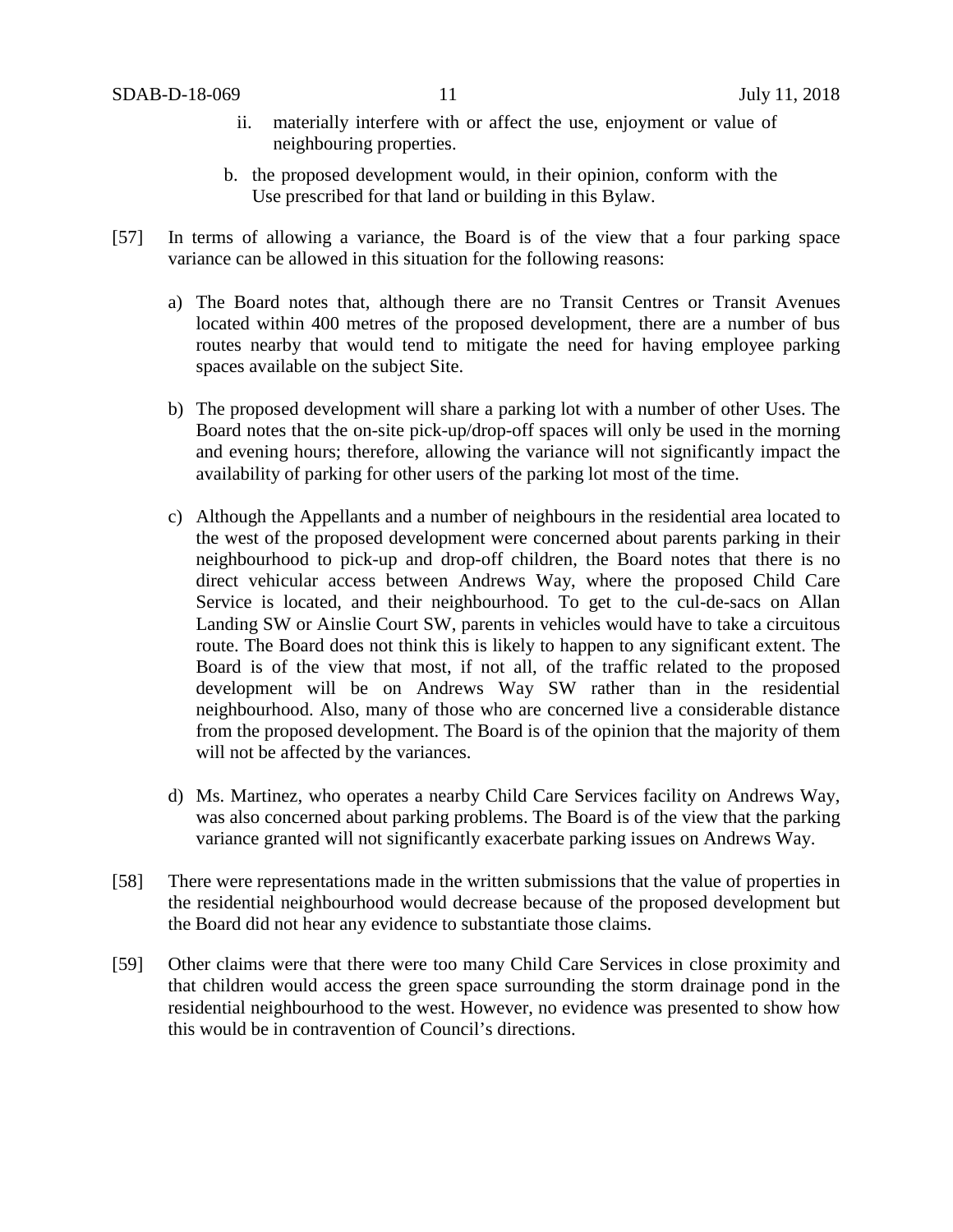ii. materially interfere with or affect the use, enjoyment or value of neighbouring properties.

b. the proposed development would, in their opinion, conform with the Use prescribed for that land or building in this Bylaw.

[57] In terms of allowing a variance, the Board is of the view that a four parking space variance can be allowed in this situation for the following reasons:

a) The Board notes that, although there are no Transit Centres or Transit Avenues located within 400 metres of the proposed development, there are a number of bus routes nearby that would tend to mitigate the need for having employee parking spaces available on the subject Site.

b) The proposed development will share a parking lot with a number of other Uses. The Board notes that the on-site pick-up/drop-off spaces will only be used in the morning and evening hours; therefore, allowing the variance will not significantly impact the availability of parking for other users of the parking lot most of the time.

c) Although the Appellants and a number of neighbours in the residential area located to the west of the proposed development were concerned about parents parking in their neighbourhood to pick-up and drop-off children, the Board notes that there is no direct vehicular access between Andrews Way, where the proposed Child Care Service is located, and their neighbourhood. To get to the cul-de-sacs on Allan Landing SW or Ainslie Court SW, parents in vehicles would have to take a circuitous route. The Board does not think this is likely to happen to any significant extent. The Board is of the view that most, if not all, of the traffic related to the proposed development will be on Andrews Way SW rather than in the residential neighbourhood. Also, many of those who are concerned live a considerable distance from the proposed development. The Board is of the opinion that the majority of them will not be affected by the variances.

d) Ms. Martinez, who operates a nearby Child Care Services facility on Andrews Way, was also concerned about parking problems. The Board is of the view that the parking variance granted will not significantly exacerbate parking issues on Andrews Way.

[58] There were representations made in the written submissions that the value of properties in the residential neighbourhood would decrease because of the proposed development but the Board did not hear any evidence to substantiate those claims.

[59] Other claims were that there were too many Child Care Services in close proximity and that children would access the green space surrounding the storm drainage pond in the residential neighbourhood to the west. However, no evidence was presented to show how this would be in contravention of Council's directions.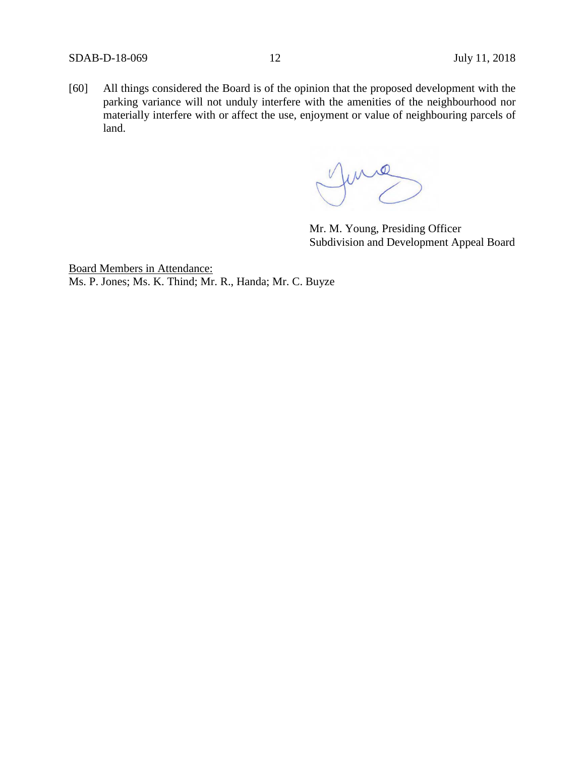[60] All things considered the Board is of the opinion that the proposed development with the parking variance will not unduly interfere with the amenities of the neighbourhood nor materially interfere with or affect the use, enjoyment or value of neighbouring parcels of land.

Mr. M. Young, Presiding Officer
Subdivision and Development Appeal Board

<u>Board Members in Attendance:</u>
Ms. P. Jones; Ms. K. Thind; Mr. R., Handa; Mr. C. Buyze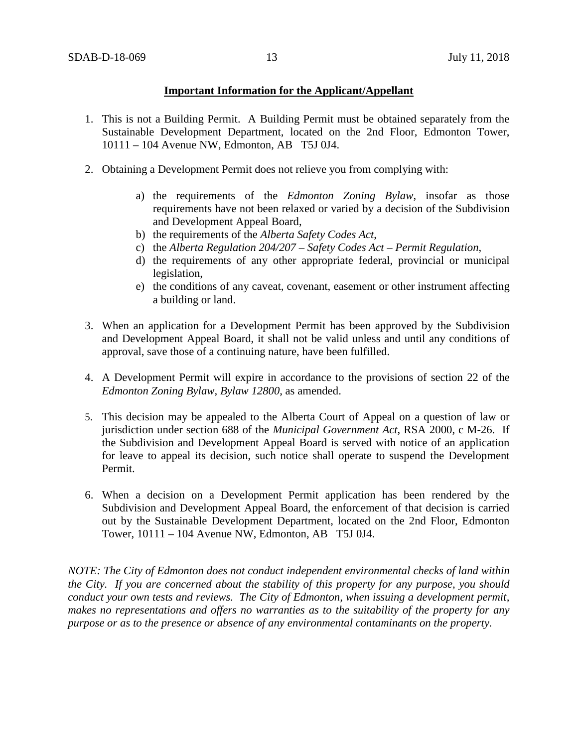**Important Information for the Applicant/Appellant**

1. This is not a Building Permit. A Building Permit must be obtained separately from the Sustainable Development Department, located on the 2nd Floor, Edmonton Tower, 10111 – 104 Avenue NW, Edmonton, AB T5J 0J4.

2. Obtaining a Development Permit does not relieve you from complying with:

   a) the requirements of the *Edmonton Zoning Bylaw*, insofar as those requirements have not been relaxed or varied by a decision of the Subdivision and Development Appeal Board,
   b) the requirements of the *Alberta Safety Codes Act*,
   c) the *Alberta Regulation 204/207 – Safety Codes Act – Permit Regulation*,
   d) the requirements of any other appropriate federal, provincial or municipal legislation,
   e) the conditions of any caveat, covenant, easement or other instrument affecting a building or land.

3. When an application for a Development Permit has been approved by the Subdivision and Development Appeal Board, it shall not be valid unless and until any conditions of approval, save those of a continuing nature, have been fulfilled.

4. A Development Permit will expire in accordance to the provisions of section 22 of the *Edmonton Zoning Bylaw, Bylaw 12800*, as amended.

5. This decision may be appealed to the Alberta Court of Appeal on a question of law or jurisdiction under section 688 of the *Municipal Government Act*, RSA 2000, c M-26. If the Subdivision and Development Appeal Board is served with notice of an application for leave to appeal its decision, such notice shall operate to suspend the Development Permit.

6. When a decision on a Development Permit application has been rendered by the Subdivision and Development Appeal Board, the enforcement of that decision is carried out by the Sustainable Development Department, located on the 2nd Floor, Edmonton Tower, 10111 – 104 Avenue NW, Edmonton, AB T5J 0J4.

*NOTE: The City of Edmonton does not conduct independent environmental checks of land within the City. If you are concerned about the stability of this property for any purpose, you should conduct your own tests and reviews. The City of Edmonton, when issuing a development permit, makes no representations and offers no warranties as to the suitability of the property for any purpose or as to the presence or absence of any environmental contaminants on the property.*